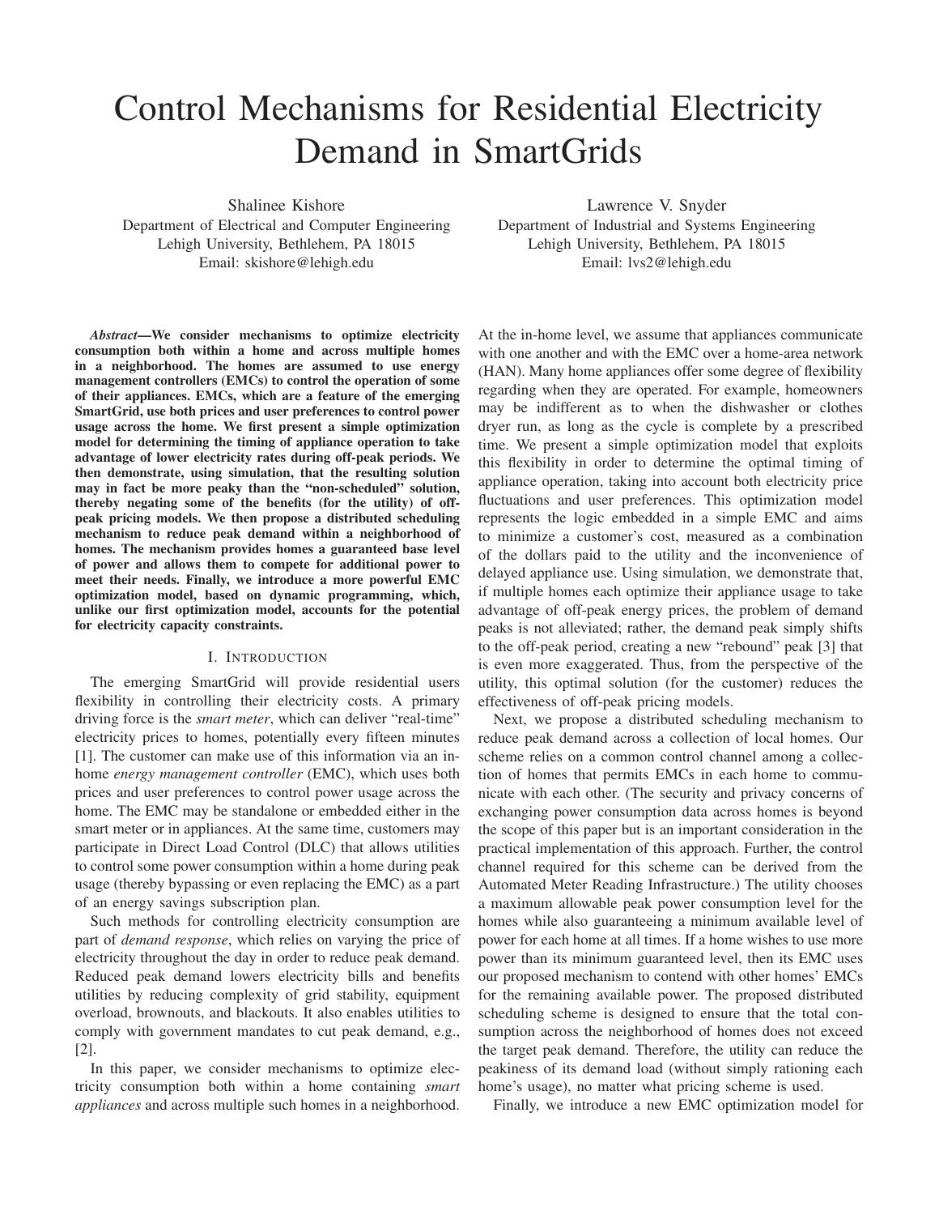# Control Mechanisms for Residential Electricity Demand in SmartGrids

Shalinee Kishore
Department of Electrical and Computer Engineering
Lehigh University, Bethlehem, PA 18015
Email: skishore@lehigh.edu

Lawrence V. Snyder
Department of Industrial and Systems Engineering
Lehigh University, Bethlehem, PA 18015
Email: lvs2@lehigh.edu

***Abstract*—We consider mechanisms to optimize electricity consumption both within a home and across multiple homes in a neighborhood. The homes are assumed to use energy management controllers (EMCs) to control the operation of some of their appliances. EMCs, which are a feature of the emerging SmartGrid, use both prices and user preferences to control power usage across the home. We first present a simple optimization model for determining the timing of appliance operation to take advantage of lower electricity rates during off-peak periods. We then demonstrate, using simulation, that the resulting solution may in fact be more peaky than the "non-scheduled" solution, thereby negating some of the benefits (for the utility) of off-peak pricing models. We then propose a distributed scheduling mechanism to reduce peak demand within a neighborhood of homes. The mechanism provides homes a guaranteed base level of power and allows them to compete for additional power to meet their needs. Finally, we introduce a more powerful EMC optimization model, based on dynamic programming, which, unlike our first optimization model, accounts for the potential for electricity capacity constraints.**

## I. Introduction

The emerging SmartGrid will provide residential users flexibility in controlling their electricity costs. A primary driving force is the *smart meter*, which can deliver "real-time" electricity prices to homes, potentially every fifteen minutes [1]. The customer can make use of this information via an in-home *energy management controller* (EMC), which uses both prices and user preferences to control power usage across the home. The EMC may be standalone or embedded either in the smart meter or in appliances. At the same time, customers may participate in Direct Load Control (DLC) that allows utilities to control some power consumption within a home during peak usage (thereby bypassing or even replacing the EMC) as a part of an energy savings subscription plan.

Such methods for controlling electricity consumption are part of *demand response*, which relies on varying the price of electricity throughout the day in order to reduce peak demand. Reduced peak demand lowers electricity bills and benefits utilities by reducing complexity of grid stability, equipment overload, brownouts, and blackouts. It also enables utilities to comply with government mandates to cut peak demand, e.g., [2].

In this paper, we consider mechanisms to optimize electricity consumption both within a home containing *smart appliances* and across multiple such homes in a neighborhood. At the in-home level, we assume that appliances communicate with one another and with the EMC over a home-area network (HAN). Many home appliances offer some degree of flexibility regarding when they are operated. For example, homeowners may be indifferent as to when the dishwasher or clothes dryer run, as long as the cycle is complete by a prescribed time. We present a simple optimization model that exploits this flexibility in order to determine the optimal timing of appliance operation, taking into account both electricity price fluctuations and user preferences. This optimization model represents the logic embedded in a simple EMC and aims to minimize a customer's cost, measured as a combination of the dollars paid to the utility and the inconvenience of delayed appliance use. Using simulation, we demonstrate that, if multiple homes each optimize their appliance usage to take advantage of off-peak energy prices, the problem of demand peaks is not alleviated; rather, the demand peak simply shifts to the off-peak period, creating a new "rebound" peak [3] that is even more exaggerated. Thus, from the perspective of the utility, this optimal solution (for the customer) reduces the effectiveness of off-peak pricing models.

Next, we propose a distributed scheduling mechanism to reduce peak demand across a collection of local homes. Our scheme relies on a common control channel among a collection of homes that permits EMCs in each home to communicate with each other. (The security and privacy concerns of exchanging power consumption data across homes is beyond the scope of this paper but is an important consideration in the practical implementation of this approach. Further, the control channel required for this scheme can be derived from the Automated Meter Reading Infrastructure.) The utility chooses a maximum allowable peak power consumption level for the homes while also guaranteeing a minimum available level of power for each home at all times. If a home wishes to use more power than its minimum guaranteed level, then its EMC uses our proposed mechanism to contend with other homes' EMCs for the remaining available power. The proposed distributed scheduling scheme is designed to ensure that the total consumption across the neighborhood of homes does not exceed the target peak demand. Therefore, the utility can reduce the peakiness of its demand load (without simply rationing each home's usage), no matter what pricing scheme is used.

Finally, we introduce a new EMC optimization model for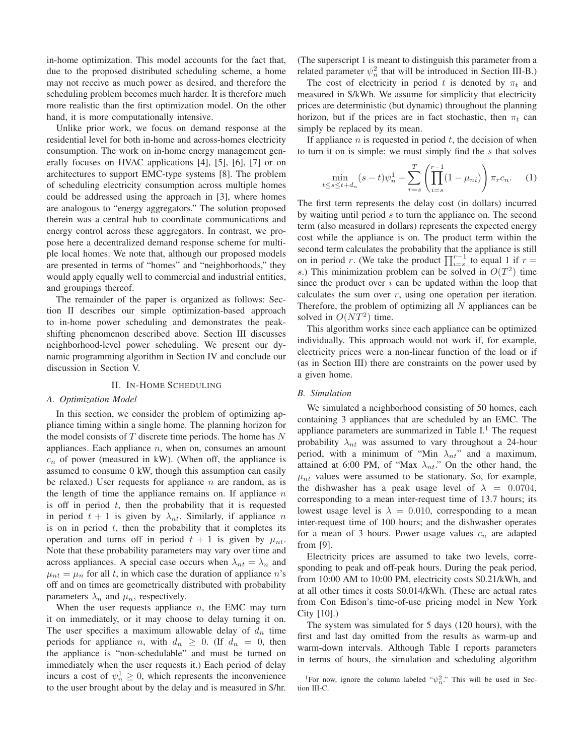in-home optimization. This model accounts for the fact that, due to the proposed distributed scheduling scheme, a home may not receive as much power as desired, and therefore the scheduling problem becomes much harder. It is therefore much more realistic than the first optimization model. On the other hand, it is more computationally intensive.

Unlike prior work, we focus on demand response at the residential level for both in-home and across-homes electricity consumption. The work on in-home energy management generally focuses on HVAC applications [4], [5], [6], [7] or on architectures to support EMC-type systems [8]. The problem of scheduling electricity consumption across multiple homes could be addressed using the approach in [3], where homes are analogous to "energy aggregators." The solution proposed therein was a central hub to coordinate communications and energy control across these aggregators. In contrast, we propose here a decentralized demand response scheme for multiple local homes. We note that, although our proposed models are presented in terms of "homes" and "neighborhoods," they would apply equally well to commercial and industrial entities, and groupings thereof.

The remainder of the paper is organized as follows: Section II describes our simple optimization-based approach to in-home power scheduling and demonstrates the peak-shifting phenomenon described above. Section III discusses neighborhood-level power scheduling. We present our dynamic programming algorithm in Section IV and conclude our discussion in Section V.

## II. In-Home Scheduling

### A. Optimization Model

In this section, we consider the problem of optimizing appliance timing within a single home. The planning horizon for the model consists of $T$ discrete time periods. The home has $N$ appliances. Each appliance $n$, when on, consumes an amount $c_n$ of power (measured in kW). (When off, the appliance is assumed to consume 0 kW, though this assumption can easily be relaxed.) User requests for appliance $n$ are random, as is the length of time the appliance remains on. If appliance $n$ is off in period $t$, then the probability that it is requested in period $t+1$ is given by $\lambda_{nt}$. Similarly, if appliance $n$ is on in period $t$, then the probability that it completes its operation and turns off in period $t+1$ is given by $\mu_{nt}$. Note that these probability parameters may vary over time and across appliances. A special case occurs when $\lambda_{nt} = \lambda_n$ and $\mu_{nt} = \mu_n$ for all $t$, in which case the duration of appliance $n$'s off and on times are geometrically distributed with probability parameters $\lambda_n$ and $\mu_n$, respectively.

When the user requests appliance $n$, the EMC may turn it on immediately, or it may choose to delay turning it on. The user specifies a maximum allowable delay of $d_n$ time periods for appliance $n$, with $d_n \geq 0$. (If $d_n = 0$, then the appliance is "non-schedulable" and must be turned on immediately when the user requests it.) Each period of delay incurs a cost of $\psi_n^1 \geq 0$, which represents the inconvenience to the user brought about by the delay and is measured in \$/hr. (The superscript 1 is meant to distinguish this parameter from a related parameter $\psi_n^2$ that will be introduced in Section III-B.)

The cost of electricity in period $t$ is denoted by $\pi_t$ and measured in \$/kWh. We assume for simplicity that electricity prices are deterministic (but dynamic) throughout the planning horizon, but if the prices are in fact stochastic, then $\pi_t$ can simply be replaced by its mean.

If appliance $n$ is requested in period $t$, the decision of when to turn it on is simple: we must simply find the $s$ that solves

$$\min_{t \leq s \leq t+d_n} (s-t)\psi_n^1 + \sum_{r=s}^{T} \left( \prod_{i=s}^{r-1} (1-\mu_{ni}) \right) \pi_r c_n. \quad (1)$$

The first term represents the delay cost (in dollars) incurred by waiting until period $s$ to turn the appliance on. The second term (also measured in dollars) represents the expected energy cost while the appliance is on. The product term within the second term calculates the probability that the appliance is still on in period $r$. (We take the product $\prod_{i=s}^{r-1}$ to equal 1 if $r = s$.) This minimization problem can be solved in $O(T^2)$ time since the product over $i$ can be updated within the loop that calculates the sum over $r$, using one operation per iteration. Therefore, the problem of optimizing all $N$ appliances can be solved in $O(NT^2)$ time.

This algorithm works since each appliance can be optimized individually. This approach would not work if, for example, electricity prices were a non-linear function of the load or if (as in Section III) there are constraints on the power used by a given home.

### B. Simulation

We simulated a neighborhood consisting of 50 homes, each containing 3 appliances that are scheduled by an EMC. The appliance parameters are summarized in Table I.[1] The request probability $\lambda_{nt}$ was assumed to vary throughout a 24-hour period, with a minimum of "Min $\lambda_{nt}$" and a maximum, attained at 6:00 PM, of "Max $\lambda_{nt}$." On the other hand, the $\mu_{nt}$ values were assumed to be stationary. So, for example, the dishwasher has a peak usage level of $\lambda = 0.0704$, corresponding to a mean inter-request time of 13.7 hours; its lowest usage level is $\lambda = 0.010$, corresponding to a mean inter-request time of 100 hours; and the dishwasher operates for a mean of 3 hours. Power usage values $c_n$ are adapted from [9].

Electricity prices are assumed to take two levels, corresponding to peak and off-peak hours. During the peak period, from 10:00 AM to 10:00 PM, electricity costs \$0.21/kWh, and at all other times it costs \$0.014/kWh. (These are actual rates from Con Edison's time-of-use pricing model in New York City [10].)

The system was simulated for 5 days (120 hours), with the first and last day omitted from the results as warm-up and warm-down intervals. Although Table I reports parameters in terms of hours, the simulation and scheduling algorithm

[1] For now, ignore the column labeled "$\psi_n^2$." This will be used in Section III-C.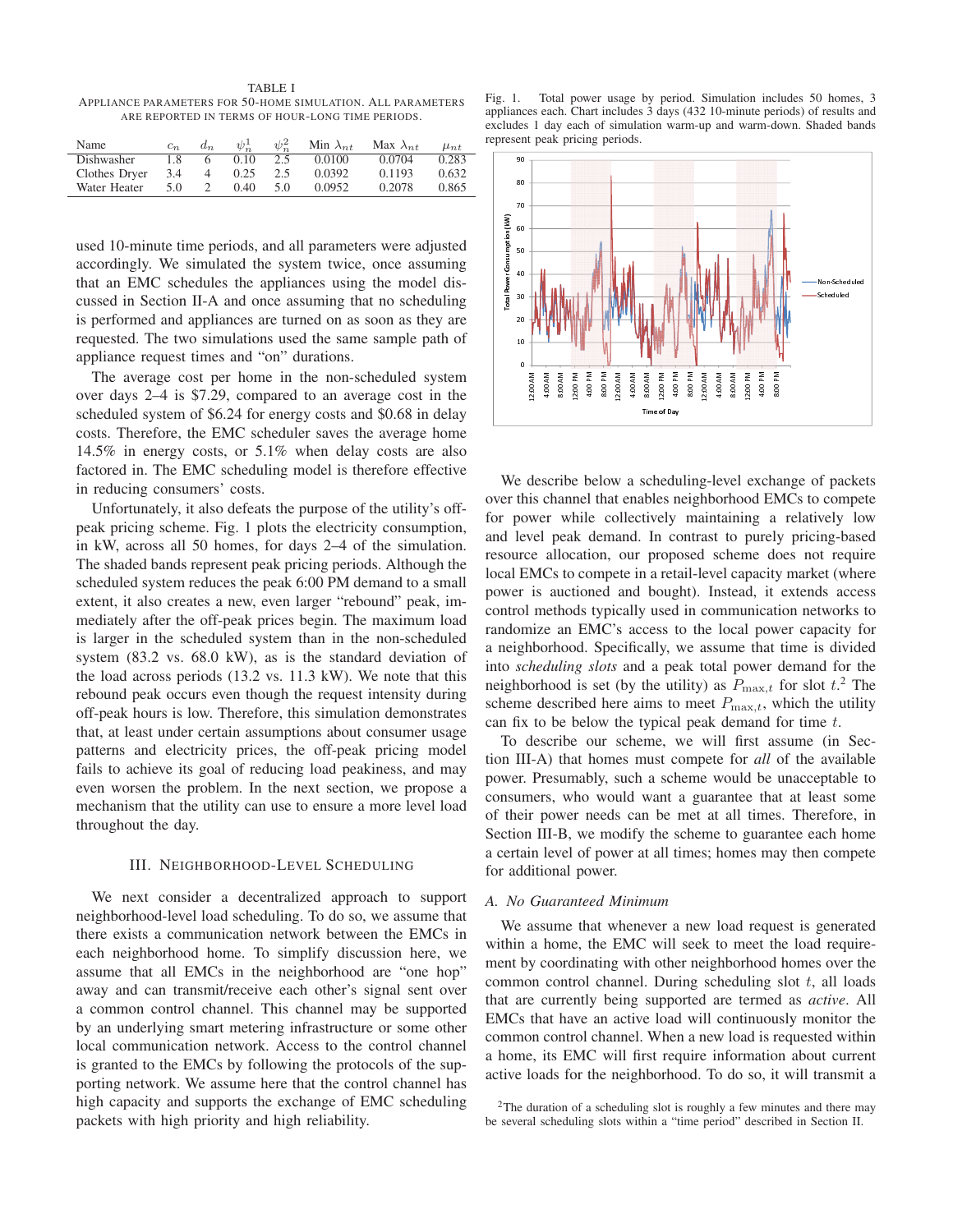TABLE I

APPLIANCE PARAMETERS FOR 50-HOME SIMULATION. ALL PARAMETERS ARE REPORTED IN TERMS OF HOUR-LONG TIME PERIODS.

| Name | $c_n$ | $d_n$ | $\psi_n^1$ | $\psi_n^2$ | Min $\lambda_{nt}$ | Max $\lambda_{nt}$ | $\mu_{nt}$ |
|---|---|---|---|---|---|---|---|
| Dishwasher | 1.8 | 6 | 0.10 | 2.5 | 0.0100 | 0.0704 | 0.283 |
| Clothes Dryer | 3.4 | 4 | 0.25 | 2.5 | 0.0392 | 0.1193 | 0.632 |
| Water Heater | 5.0 | 2 | 0.40 | 5.0 | 0.0952 | 0.2078 | 0.865 |

used 10-minute time periods, and all parameters were adjusted accordingly. We simulated the system twice, once assuming that an EMC schedules the appliances using the model discussed in Section II-A and once assuming that no scheduling is performed and appliances are turned on as soon as they are requested. The two simulations used the same sample path of appliance request times and "on" durations.

The average cost per home in the non-scheduled system over days 2–4 is \$7.29, compared to an average cost in the scheduled system of \$6.24 for energy costs and \$0.68 in delay costs. Therefore, the EMC scheduler saves the average home 14.5% in energy costs, or 5.1% when delay costs are also factored in. The EMC scheduling model is therefore effective in reducing consumers' costs.

Unfortunately, it also defeats the purpose of the utility's off-peak pricing scheme. Fig. 1 plots the electricity consumption, in kW, across all 50 homes, for days 2–4 of the simulation. The shaded bands represent peak pricing periods. Although the scheduled system reduces the peak 6:00 PM demand to a small extent, it also creates a new, even larger "rebound" peak, immediately after the off-peak prices begin. The maximum load is larger in the scheduled system than in the non-scheduled system (83.2 vs. 68.0 kW), as is the standard deviation of the load across periods (13.2 vs. 11.3 kW). We note that this rebound peak occurs even though the request intensity during off-peak hours is low. Therefore, this simulation demonstrates that, at least under certain assumptions about consumer usage patterns and electricity prices, the off-peak pricing model fails to achieve its goal of reducing load peakiness, and may even worsen the problem. In the next section, we propose a mechanism that the utility can use to ensure a more level load throughout the day.

## III. NEIGHBORHOOD-LEVEL SCHEDULING

We next consider a decentralized approach to support neighborhood-level load scheduling. To do so, we assume that there exists a communication network between the EMCs in each neighborhood home. To simplify discussion here, we assume that all EMCs in the neighborhood are "one hop" away and can transmit/receive each other's signal sent over a common control channel. This channel may be supported by an underlying smart metering infrastructure or some other local communication network. Access to the control channel is granted to the EMCs by following the protocols of the supporting network. We assume here that the control channel has high capacity and supports the exchange of EMC scheduling packets with high priority and high reliability.

Fig. 1. Total power usage by period. Simulation includes 50 homes, 3 appliances each. Chart includes 3 days (432 10-minute periods) of results and excludes 1 day each of simulation warm-up and warm-down. Shaded bands represent peak pricing periods.

We describe below a scheduling-level exchange of packets over this channel that enables neighborhood EMCs to compete for power while collectively maintaining a relatively low and level peak demand. In contrast to purely pricing-based resource allocation, our proposed scheme does not require local EMCs to compete in a retail-level capacity market (where power is auctioned and bought). Instead, it extends access control methods typically used in communication networks to randomize an EMC's access to the local power capacity for a neighborhood. Specifically, we assume that time is divided into *scheduling slots* and a peak total power demand for the neighborhood is set (by the utility) as $P_{\max,t}$ for slot $t$.[2] The scheme described here aims to meet $P_{\max,t}$, which the utility can fix to be below the typical peak demand for time $t$.

To describe our scheme, we will first assume (in Section III-A) that homes must compete for *all* of the available power. Presumably, such a scheme would be unacceptable to consumers, who would want a guarantee that at least some of their power needs can be met at all times. Therefore, in Section III-B, we modify the scheme to guarantee each home a certain level of power at all times; homes may then compete for additional power.

### A. No Guaranteed Minimum

We assume that whenever a new load request is generated within a home, the EMC will seek to meet the load requirement by coordinating with other neighborhood homes over the common control channel. During scheduling slot $t$, all loads that are currently being supported are termed as *active*. All EMCs that have an active load will continuously monitor the common control channel. When a new load is requested within a home, its EMC will first require information about current active loads for the neighborhood. To do so, it will transmit a

[2] The duration of a scheduling slot is roughly a few minutes and there may be several scheduling slots within a "time period" described in Section II.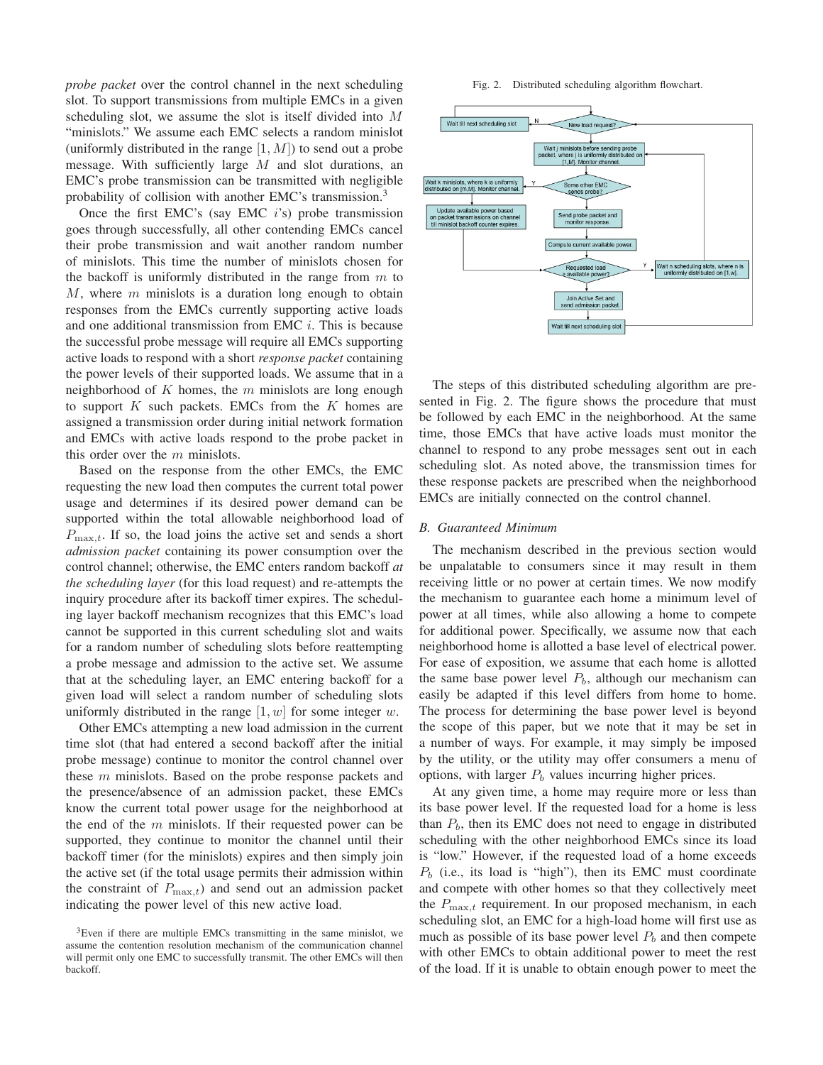*probe packet* over the control channel in the next scheduling slot. To support transmissions from multiple EMCs in a given scheduling slot, we assume the slot is itself divided into $M$ "minislots." We assume each EMC selects a random minislot (uniformly distributed in the range $[1, M]$) to send out a probe message. With sufficiently large $M$ and slot durations, an EMC's probe transmission can be transmitted with negligible probability of collision with another EMC's transmission.[3]

Once the first EMC's (say EMC $i$'s) probe transmission goes through successfully, all other contending EMCs cancel their probe transmission and wait another random number of minislots. This time the number of minislots chosen for the backoff is uniformly distributed in the range from $m$ to $M$, where $m$ minislots is a duration long enough to obtain responses from the EMCs currently supporting active loads and one additional transmission from EMC $i$. This is because the successful probe message will require all EMCs supporting active loads to respond with a short *response packet* containing the power levels of their supported loads. We assume that in a neighborhood of $K$ homes, the $m$ minislots are long enough to support $K$ such packets. EMCs from the $K$ homes are assigned a transmission order during initial network formation and EMCs with active loads respond to the probe packet in this order over the $m$ minislots.

Based on the response from the other EMCs, the EMC requesting the new load then computes the current total power usage and determines if its desired power demand can be supported within the total allowable neighborhood load of $P_{\max,t}$. If so, the load joins the active set and sends a short *admission packet* containing its power consumption over the control channel; otherwise, the EMC enters random backoff *at the scheduling layer* (for this load request) and re-attempts the inquiry procedure after its backoff timer expires. The scheduling layer backoff mechanism recognizes that this EMC's load cannot be supported in this current scheduling slot and waits for a random number of scheduling slots before reattempting a probe message and admission to the active set. We assume that at the scheduling layer, an EMC entering backoff for a given load will select a random number of scheduling slots uniformly distributed in the range $[1, w]$ for some integer $w$.

Other EMCs attempting a new load admission in the current time slot (that had entered a second backoff after the initial probe message) continue to monitor the control channel over these $m$ minislots. Based on the probe response packets and the presence/absence of an admission packet, these EMCs know the current total power usage for the neighborhood at the end of the $m$ minislots. If their requested power can be supported, they continue to monitor the channel until their backoff timer (for the minislots) expires and then simply join the active set (if the total usage permits their admission within the constraint of $P_{\max,t}$) and send out an admission packet indicating the power level of this new active load.

[3] Even if there are multiple EMCs transmitting in the same minislot, we assume the contention resolution mechanism of the communication channel will permit only one EMC to successfully transmit. The other EMCs will then backoff.

Fig. 2. Distributed scheduling algorithm flowchart.

Wait till next scheduling slot
N
New load request?
Wait j minislots before sending probe packet, where j is uniformly distributed on [1,M]. Monitor channel.
Wait k minislots, where k is uniformly distributed on [m,M]. Monitor channel.
Y
Some other EMC sends probe?
Update available power based on packet transmissions on channel till minislot backoff counter expires.
Send probe packet and monitor response.
Compute current available power.
Requested load > available power?
Y
Wait n scheduling slots, where n is uniformly distributed on [1,w].
Join Active Set and send admission packet.
Wait till next scheduling slot

The steps of this distributed scheduling algorithm are presented in Fig. 2. The figure shows the procedure that must be followed by each EMC in the neighborhood. At the same time, those EMCs that have active loads must monitor the channel to respond to any probe messages sent out in each scheduling slot. As noted above, the transmission times for these response packets are prescribed when the neighborhood EMCs are initially connected on the control channel.

### B. Guaranteed Minimum

The mechanism described in the previous section would be unpalatable to consumers since it may result in them receiving little or no power at certain times. We now modify the mechanism to guarantee each home a minimum level of power at all times, while also allowing a home to compete for additional power. Specifically, we assume now that each neighborhood home is allotted a base level of electrical power. For ease of exposition, we assume that each home is allotted the same base power level $P_b$, although our mechanism can easily be adapted if this level differs from home to home. The process for determining the base power level is beyond the scope of this paper, but we note that it may be set in a number of ways. For example, it may simply be imposed by the utility, or the utility may offer consumers a menu of options, with larger $P_b$ values incurring higher prices.

At any given time, a home may require more or less than its base power level. If the requested load for a home is less than $P_b$, then its EMC does not need to engage in distributed scheduling with the other neighborhood EMCs since its load is "low." However, if the requested load of a home exceeds $P_b$ (i.e., its load is "high"), then its EMC must coordinate and compete with other homes so that they collectively meet the $P_{\max,t}$ requirement. In our proposed mechanism, in each scheduling slot, an EMC for a high-load home will first use as much as possible of its base power level $P_b$ and then compete with other EMCs to obtain additional power to meet the rest of the load. If it is unable to obtain enough power to meet the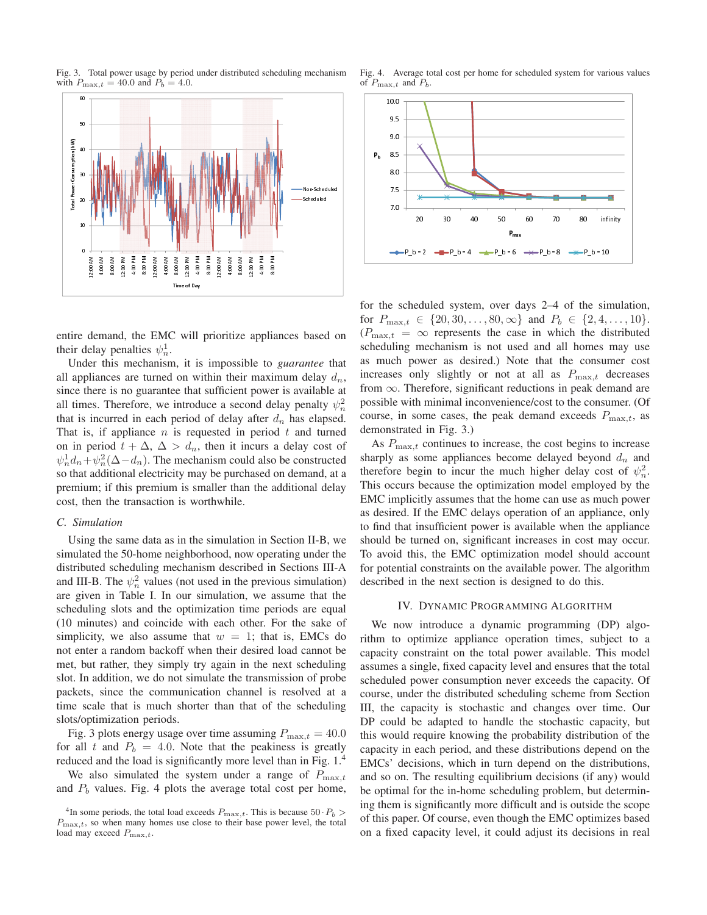Fig. 3. Total power usage by period under distributed scheduling mechanism with $P_{\max,t} = 40.0$ and $P_b = 4.0$.

Fig. 4. Average total cost per home for scheduled system for various values of $P_{\max,t}$ and $P_b$.

entire demand, the EMC will prioritize appliances based on their delay penalties $\psi_n^1$.

Under this mechanism, it is impossible to *guarantee* that all appliances are turned on within their maximum delay $d_n$, since there is no guarantee that sufficient power is available at all times. Therefore, we introduce a second delay penalty $\psi_n^2$ that is incurred in each period of delay after $d_n$ has elapsed. That is, if appliance $n$ is requested in period $t$ and turned on in period $t + \Delta$, $\Delta > d_n$, then it incurs a delay cost of $\psi_n^1 d_n + \psi_n^2(\Delta - d_n)$. The mechanism could also be constructed so that additional electricity may be purchased on demand, at a premium; if this premium is smaller than the additional delay cost, then the transaction is worthwhile.

### C. Simulation

Using the same data as in the simulation in Section II-B, we simulated the 50-home neighborhood, now operating under the distributed scheduling mechanism described in Sections III-A and III-B. The $\psi_n^2$ values (not used in the previous simulation) are given in Table I. In our simulation, we assume that the scheduling slots and the optimization time periods are equal (10 minutes) and coincide with each other. For the sake of simplicity, we also assume that $w = 1$; that is, EMCs do not enter a random backoff when their desired load cannot be met, but rather, they simply try again in the next scheduling slot. In addition, we do not simulate the transmission of probe packets, since the communication channel is resolved at a time scale that is much shorter than that of the scheduling slots/optimization periods.

Fig. 3 plots energy usage over time assuming $P_{\max,t} = 40.0$ for all $t$ and $P_b = 4.0$. Note that the peakiness is greatly reduced and the load is significantly more level than in Fig. 1.[4]

We also simulated the system under a range of $P_{\max,t}$ and $P_b$ values. Fig. 4 plots the average total cost per home, for the scheduled system, over days 2–4 of the simulation, for $P_{\max,t} \in \{20, 30, \ldots, 80, \infty\}$ and $P_b \in \{2, 4, \ldots, 10\}$. ($P_{\max,t} = \infty$ represents the case in which the distributed scheduling mechanism is not used and all homes may use as much power as desired.) Note that the consumer cost increases only slightly or not at all as $P_{\max,t}$ decreases from $\infty$. Therefore, significant reductions in peak demand are possible with minimal inconvenience/cost to the consumer. (Of course, in some cases, the peak demand exceeds $P_{\max,t}$, as demonstrated in Fig. 3.)

As $P_{\max,t}$ continues to increase, the cost begins to increase sharply as some appliances become delayed beyond $d_n$ and therefore begin to incur the much higher delay cost of $\psi_n^2$. This occurs because the optimization model employed by the EMC implicitly assumes that the home can use as much power as desired. If the EMC delays operation of an appliance, only to find that insufficient power is available when the appliance should be turned on, significant increases in cost may occur. To avoid this, the EMC optimization model should account for potential constraints on the available power. The algorithm described in the next section is designed to do this.

## IV. Dynamic Programming Algorithm

We now introduce a dynamic programming (DP) algorithm to optimize appliance operation times, subject to a capacity constraint on the total power available. This model assumes a single, fixed capacity level and ensures that the total scheduled power consumption never exceeds the capacity. Of course, under the distributed scheduling scheme from Section III, the capacity is stochastic and changes over time. Our DP could be adapted to handle the stochastic capacity, but this would require knowing the probability distribution of the capacity in each period, and these distributions depend on the EMCs' decisions, which in turn depend on the distributions, and so on. The resulting equilibrium decisions (if any) would be optimal for the in-home scheduling problem, but determining them is significantly more difficult and is outside the scope of this paper. Of course, even though the EMC optimizes based on a fixed capacity level, it could adjust its decisions in real

[4] In some periods, the total load exceeds $P_{\max,t}$. This is because $50 \cdot P_b > P_{\max,t}$, so when many homes use close to their base power level, the total load may exceed $P_{\max,t}$.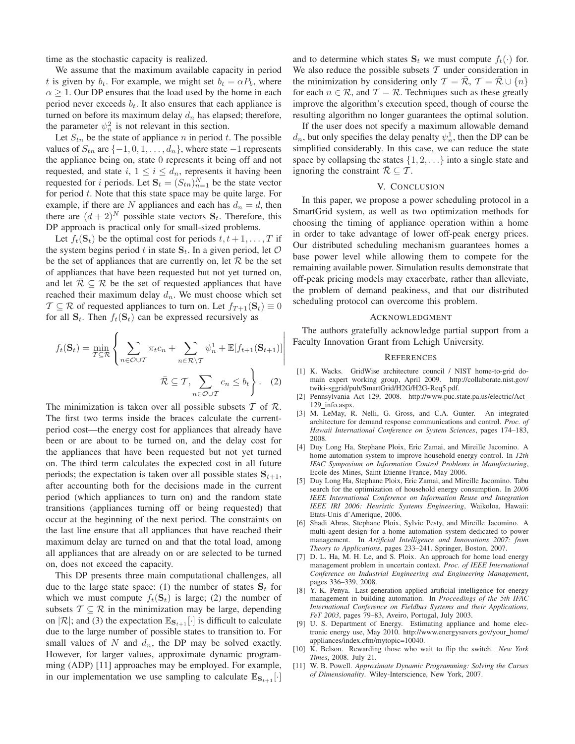time as the stochastic capacity is realized.

We assume that the maximum available capacity in period $t$ is given by $b_t$. For example, we might set $b_t = \alpha P_b$, where $\alpha \geq 1$. Our DP ensures that the load used by the home in each period never exceeds $b_t$. It also ensures that each appliance is turned on before its maximum delay $d_n$ has elapsed; therefore, the parameter $\psi_n^2$ is not relevant in this section.

Let $S_{tn}$ be the state of appliance $n$ in period $t$. The possible values of $S_{tn}$ are $\{-1, 0, 1, \ldots, d_n\}$, where state $-1$ represents the appliance being on, state 0 represents it being off and not requested, and state $i$, $1 \leq i \leq d_n$, represents it having been requested for $i$ periods. Let $\mathbf{S}_t = (S_{tn})_{n=1}^N$ be the state vector for period $t$. Note that this state space may be quite large. For example, if there are $N$ appliances and each has $d_n = d$, then there are $(d+2)^N$ possible state vectors $\mathbf{S}_t$. Therefore, this DP approach is practical only for small-sized problems.

Let $f_t(\mathbf{S}_t)$ be the optimal cost for periods $t, t+1, \ldots, T$ if the system begins period $t$ in state $\mathbf{S}_t$. In a given period, let $\mathcal{O}$ be the set of appliances that are currently on, let $\mathcal{R}$ be the set of appliances that have been requested but not yet turned on, and let $\bar{\mathcal{R}} \subseteq \mathcal{R}$ be the set of requested appliances that have reached their maximum delay $d_n$. We must choose which set $\mathcal{T} \subseteq \mathcal{R}$ of requested appliances to turn on. Let $f_{T+1}(\mathbf{S}_t) \equiv 0$ for all $\mathbf{S}_t$. Then $f_t(\mathbf{S}_t)$ can be expressed recursively as

$$f_t(\mathbf{S}_t) = \min_{\mathcal{T} \subseteq \mathcal{R}} \left\{ \sum_{n \in \mathcal{O} \cup \mathcal{T}} \pi_t c_n + \sum_{n \in \mathcal{R} \setminus \mathcal{T}} \psi_n^1 + \mathbb{E}[f_{t+1}(\mathbf{S}_{t+1})] \,\middle|\, \bar{\mathcal{R}} \subseteq \mathcal{T}, \sum_{n \in \mathcal{O} \cup \mathcal{T}} c_n \leq b_t \right\}. \quad (2)$$

The minimization is taken over all possible subsets $\mathcal{T}$ of $\mathcal{R}$. The first two terms inside the braces calculate the current-period cost—the energy cost for appliances that already have been or are about to be turned on, and the delay cost for the appliances that have been requested but not yet turned on. The third term calculates the expected cost in all future periods; the expectation is taken over all possible states $\mathbf{S}_{t+1}$, after accounting both for the decisions made in the current period (which appliances to turn on) and the random state transitions (appliances turning off or being requested) that occur at the beginning of the next period. The constraints on the last line ensure that all appliances that have reached their maximum delay are turned on and that the total load, among all appliances that are already on or are selected to be turned on, does not exceed the capacity.

This DP presents three main computational challenges, all due to the large state space: (1) the number of states $\mathbf{S}_t$ for which we must compute $f_t(\mathbf{S}_t)$ is large; (2) the number of subsets $\mathcal{T} \subseteq \mathcal{R}$ in the minimization may be large, depending on $|\mathcal{R}|$; and (3) the expectation $\mathbb{E}_{\mathbf{S}_{t+1}}[\cdot]$ is difficult to calculate due to the large number of possible states to transition to. For small values of $N$ and $d_n$, the DP may be solved exactly. However, for larger values, approximate dynamic programming (ADP) [11] approaches may be employed. For example, in our implementation we use sampling to calculate $\mathbb{E}_{\mathbf{S}_{t+1}}[\cdot]$ and to determine which states $\mathbf{S}_t$ we must compute $f_t(\cdot)$ for. We also reduce the possible subsets $\mathcal{T}$ under consideration in the minimization by considering only $\mathcal{T} = \bar{\mathcal{R}}$, $\mathcal{T} = \bar{\mathcal{R}} \cup \{n\}$ for each $n \in \mathcal{R}$, and $\mathcal{T} = \mathcal{R}$. Techniques such as these greatly improve the algorithm's execution speed, though of course the resulting algorithm no longer guarantees the optimal solution.

If the user does not specify a maximum allowable demand $d_n$, but only specifies the delay penalty $\psi_n^1$, then the DP can be simplified considerably. In this case, we can reduce the state space by collapsing the states $\{1, 2, \ldots\}$ into a single state and ignoring the constraint $\bar{\mathcal{R}} \subseteq \mathcal{T}$.

## V. Conclusion

In this paper, we propose a power scheduling protocol in a SmartGrid system, as well as two optimization methods for choosing the timing of appliance operation within a home in order to take advantage of lower off-peak energy prices. Our distributed scheduling mechanism guarantees homes a base power level while allowing them to compete for the remaining available power. Simulation results demonstrate that off-peak pricing models may exacerbate, rather than alleviate, the problem of demand peakiness, and that our distributed scheduling protocol can overcome this problem.

## Acknowledgment

The authors gratefully acknowledge partial support from a Faculty Innovation Grant from Lehigh University.

## References

[1] K. Wacks. GridWise architecture council / NIST home-to-grid domain expert working group, April 2009. http://collaborate.nist.gov/twiki-sggrid/pub/SmartGrid/H2G/H2G-Req5.pdf.

[2] Pennsylvania Act 129, 2008. http://www.puc.state.pa.us/electric/Act_129_info.aspx.

[3] M. LeMay, R. Nelli, G. Gross, and C.A. Gunter. An integrated architecture for demand response communications and control. *Proc. of Hawaii International Conference on System Sciences*, pages 174–183, 2008.

[4] Duy Long Ha, Stephane Ploix, Eric Zamai, and Mireille Jacomino. A home automation system to improve household energy control. In *12th IFAC Symposium on Information Control Problems in Manufacturing*, Ecole des Mines, Saint Etienne France, May 2006.

[5] Duy Long Ha, Stephane Ploix, Eric Zamai, and Mireille Jacomino. Tabu search for the optimization of household energy consumption. In *2006 IEEE International Conference on Information Reuse and Integration IEEE IRI 2006: Heuristic Systems Engineering*, Waikoloa, Hawaii: Etats-Unis d'Amerique, 2006.

[6] Shadi Abras, Stephane Ploix, Sylvie Pesty, and Mireille Jacomino. A multi-agent design for a home automation system dedicated to power management. In *Artificial Intelligence and Innovations 2007: from Theory to Applications*, pages 233–241. Springer, Boston, 2007.

[7] D. L. Ha, M. H. Le, and S. Ploix. An approach for home load energy management problem in uncertain context. *Proc. of IEEE International Conference on Industrial Engineering and Engineering Management*, pages 336–339, 2008.

[8] Y. K. Penya. Last-generation applied artificial intelligence for energy management in building automation. In *Proceedings of the 5th IFAC International Conference on Fieldbus Systems and their Applications, FeT 2003*, pages 79–83, Aveiro, Portugal, July 2003.

[9] U. S. Department of Energy. Estimating appliance and home electronic energy use, May 2010. http://www.energysavers.gov/your_home/appliances/index.cfm/mytopic=10040.

[10] K. Belson. Rewarding those who wait to flip the switch. *New York Times*, 2008. July 21.

[11] W. B. Powell. *Approximate Dynamic Programming: Solving the Curses of Dimensionality*. Wiley-Interscience, New York, 2007.